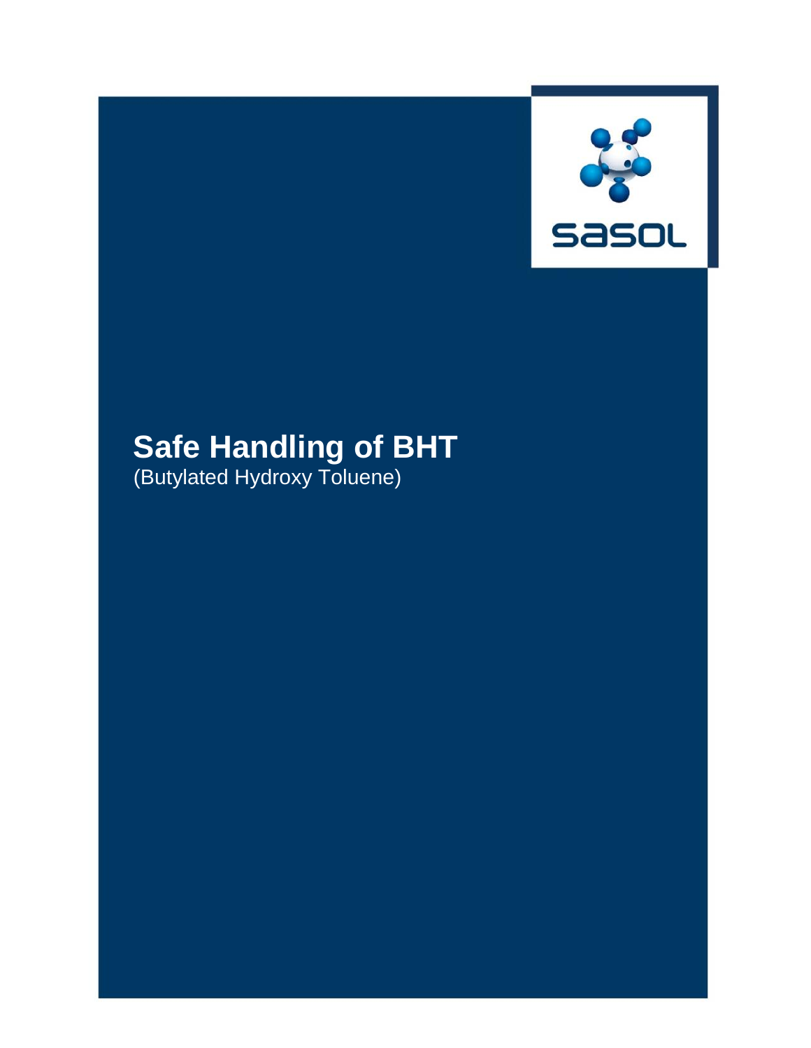# Safe Handling of BHT

(Butylated Hydroxy Toluene)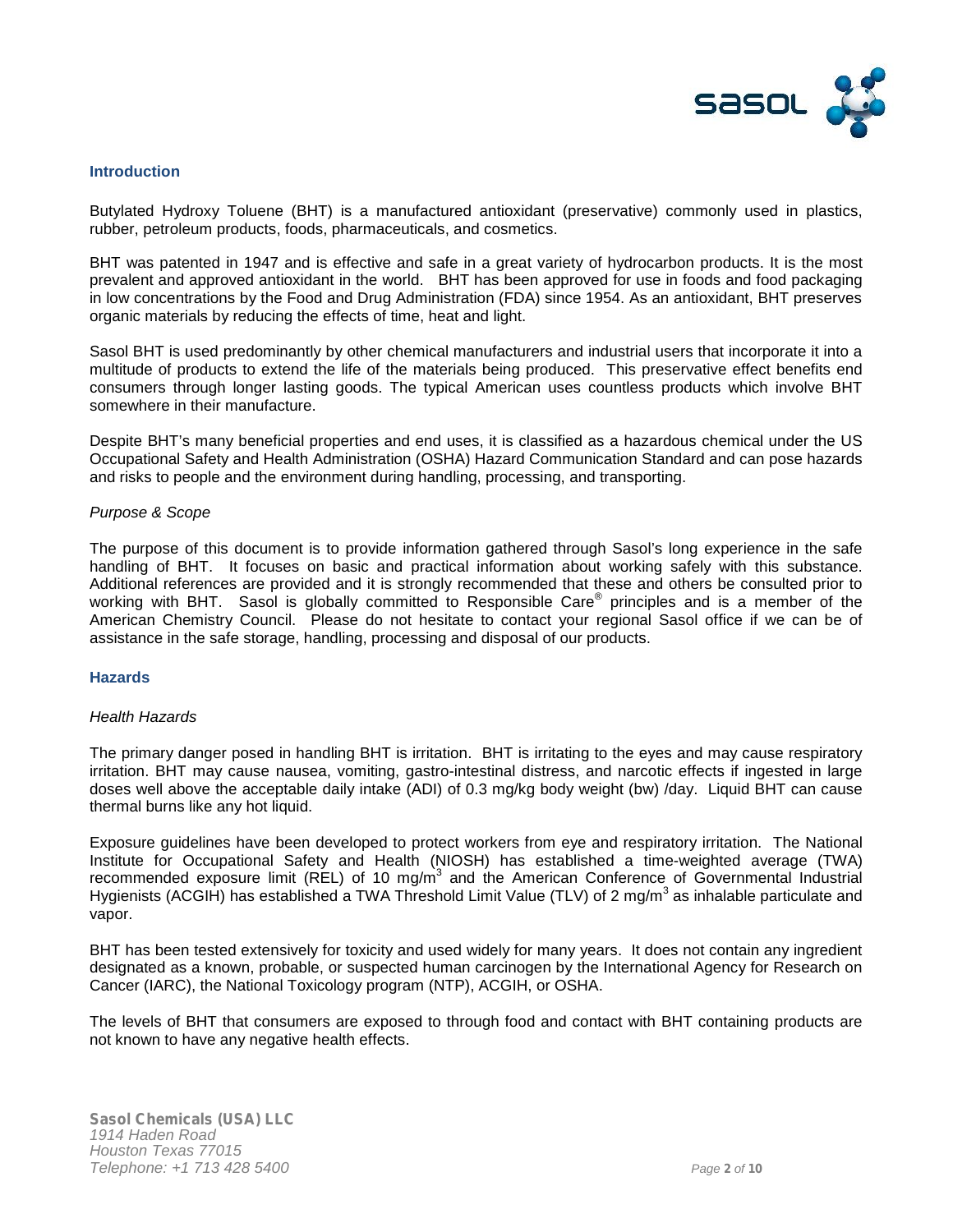## Introduction

Butylated Hydroxy Toluene (BHT) is a manufactured antioxidant (preservative) commonly used in plastics, rubber, petroleum products, foods, pharmaceuticals, and cosmetics.

BHT was patented in 1947 and is effective and safe in a great variety of hydrocarbon products. It is the most prevalent and approved antioxidant in the world. BHT has been approved for use in foods and food packaging in low concentrations by the Food and Drug Administration (FDA) since 1954. As an antioxidant, BHT preserves organic materials by reducing the effects of time, heat and light.

Sasol BHT is used predominantly by other chemical manufacturers and industrial users that incorporate it into a multitude of products to extend the life of the materials being produced. This preservative effect benefits end consumers through longer lasting goods. The typical American uses countless products which involve BHT somewhere in their manufacture.

Despite BHT's many beneficial properties and end uses, it is classified as a hazardous chemical under the US Occupational Safety and Health Administration (OSHA) Hazard Communication Standard and can pose hazards and risks to people and the environment during handling, processing, and transporting.

### *Purpose & Scope*

The purpose of this document is to provide information gathered through Sasol's long experience in the safe handling of BHT. It focuses on basic and practical information about working safely with this substance. Additional references are provided and it is strongly recommended that these and others be consulted prior to working with BHT. Sasol is globally committed to Responsible Care® principles and is a member of the American Chemistry Council. Please do not hesitate to contact your regional Sasol office if we can be of assistance in the safe storage, handling, processing and disposal of our products.

## Hazards

### *Health Hazards*

The primary danger posed in handling BHT is irritation. BHT is irritating to the eyes and may cause respiratory irritation. BHT may cause nausea, vomiting, gastro-intestinal distress, and narcotic effects if ingested in large doses well above the acceptable daily intake (ADI) of 0.3 mg/kg body weight (bw) /day. Liquid BHT can cause thermal burns like any hot liquid.

Exposure guidelines have been developed to protect workers from eye and respiratory irritation. The National Institute for Occupational Safety and Health (NIOSH) has established a time-weighted average (TWA) recommended exposure limit (REL) of 10 $mg/m^3$ and the American Conference of Governmental Industrial Hygienists (ACGIH) has established a TWA Threshold Limit Value (TLV) of 2 $mg/m^3$ as inhalable particulate and vapor.

BHT has been tested extensively for toxicity and used widely for many years. It does not contain any ingredient designated as a known, probable, or suspected human carcinogen by the International Agency for Research on Cancer (IARC), the National Toxicology program (NTP), ACGIH, or OSHA.

The levels of BHT that consumers are exposed to through food and contact with BHT containing products are not known to have any negative health effects.

**Sasol Chemicals (USA) LLC**
*1914 Haden Road*
*Houston Texas 77015*
*Telephone: +1 713 428 5400*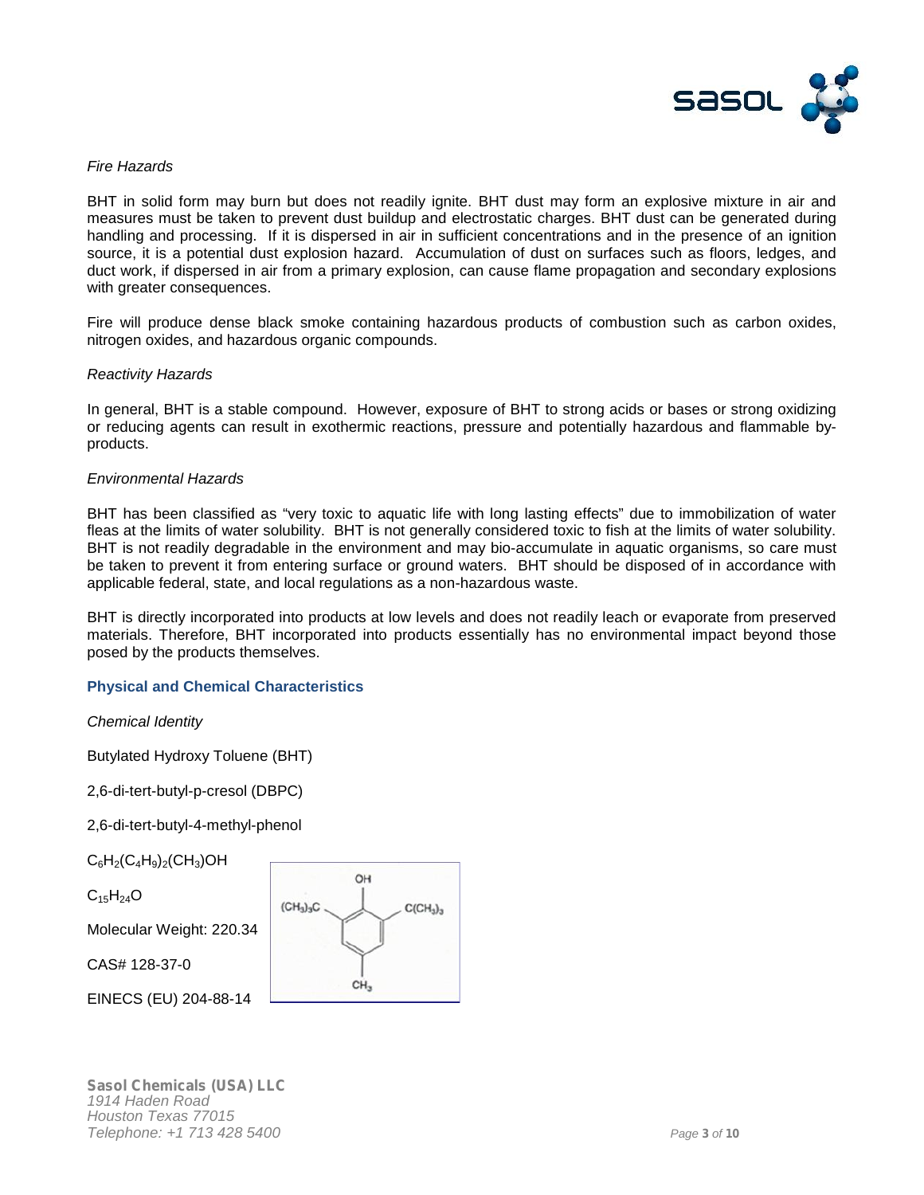*Fire Hazards*

BHT in solid form may burn but does not readily ignite. BHT dust may form an explosive mixture in air and measures must be taken to prevent dust buildup and electrostatic charges. BHT dust can be generated during handling and processing. If it is dispersed in air in sufficient concentrations and in the presence of an ignition source, it is a potential dust explosion hazard. Accumulation of dust on surfaces such as floors, ledges, and duct work, if dispersed in air from a primary explosion, can cause flame propagation and secondary explosions with greater consequences.

Fire will produce dense black smoke containing hazardous products of combustion such as carbon oxides, nitrogen oxides, and hazardous organic compounds.

*Reactivity Hazards*

In general, BHT is a stable compound. However, exposure of BHT to strong acids or bases or strong oxidizing or reducing agents can result in exothermic reactions, pressure and potentially hazardous and flammable by-products.

*Environmental Hazards*

BHT has been classified as "very toxic to aquatic life with long lasting effects" due to immobilization of water fleas at the limits of water solubility. BHT is not generally considered toxic to fish at the limits of water solubility. BHT is not readily degradable in the environment and may bio-accumulate in aquatic organisms, so care must be taken to prevent it from entering surface or ground waters. BHT should be disposed of in accordance with applicable federal, state, and local regulations as a non-hazardous waste.

BHT is directly incorporated into products at low levels and does not readily leach or evaporate from preserved materials. Therefore, BHT incorporated into products essentially has no environmental impact beyond those posed by the products themselves.

## Physical and Chemical Characteristics

*Chemical Identity*

Butylated Hydroxy Toluene (BHT)

2,6-di-tert-butyl-p-cresol (DBPC)

2,6-di-tert-butyl-4-methyl-phenol

$C_6H_2(C_4H_9)_2(CH_3)OH$

$C_{15}H_{24}O$

Molecular Weight: 220.34

CAS# 128-37-0

EINECS (EU) 204-88-14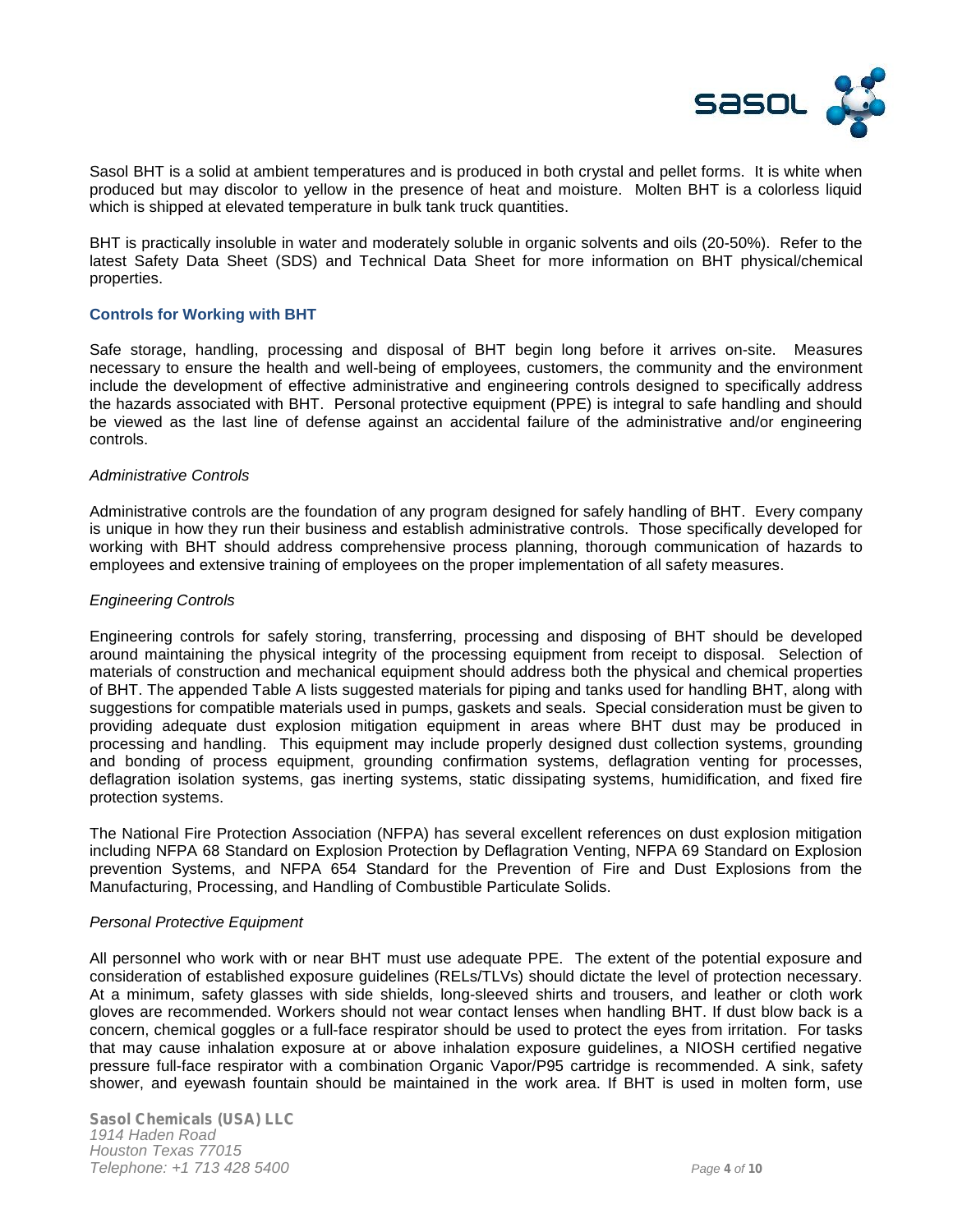Sasol BHT is a solid at ambient temperatures and is produced in both crystal and pellet forms. It is white when produced but may discolor to yellow in the presence of heat and moisture. Molten BHT is a colorless liquid which is shipped at elevated temperature in bulk tank truck quantities.

BHT is practically insoluble in water and moderately soluble in organic solvents and oils (20-50%). Refer to the latest Safety Data Sheet (SDS) and Technical Data Sheet for more information on BHT physical/chemical properties.

## Controls for Working with BHT

Safe storage, handling, processing and disposal of BHT begin long before it arrives on-site. Measures necessary to ensure the health and well-being of employees, customers, the community and the environment include the development of effective administrative and engineering controls designed to specifically address the hazards associated with BHT. Personal protective equipment (PPE) is integral to safe handling and should be viewed as the last line of defense against an accidental failure of the administrative and/or engineering controls.

### *Administrative Controls*

Administrative controls are the foundation of any program designed for safely handling of BHT. Every company is unique in how they run their business and establish administrative controls. Those specifically developed for working with BHT should address comprehensive process planning, thorough communication of hazards to employees and extensive training of employees on the proper implementation of all safety measures.

### *Engineering Controls*

Engineering controls for safely storing, transferring, processing and disposing of BHT should be developed around maintaining the physical integrity of the processing equipment from receipt to disposal. Selection of materials of construction and mechanical equipment should address both the physical and chemical properties of BHT. The appended Table A lists suggested materials for piping and tanks used for handling BHT, along with suggestions for compatible materials used in pumps, gaskets and seals. Special consideration must be given to providing adequate dust explosion mitigation equipment in areas where BHT dust may be produced in processing and handling. This equipment may include properly designed dust collection systems, grounding and bonding of process equipment, grounding confirmation systems, deflagration venting for processes, deflagration isolation systems, gas inerting systems, static dissipating systems, humidification, and fixed fire protection systems.

The National Fire Protection Association (NFPA) has several excellent references on dust explosion mitigation including NFPA 68 Standard on Explosion Protection by Deflagration Venting, NFPA 69 Standard on Explosion prevention Systems, and NFPA 654 Standard for the Prevention of Fire and Dust Explosions from the Manufacturing, Processing, and Handling of Combustible Particulate Solids.

### *Personal Protective Equipment*

All personnel who work with or near BHT must use adequate PPE. The extent of the potential exposure and consideration of established exposure guidelines (RELs/TLVs) should dictate the level of protection necessary. At a minimum, safety glasses with side shields, long-sleeved shirts and trousers, and leather or cloth work gloves are recommended. Workers should not wear contact lenses when handling BHT. If dust blow back is a concern, chemical goggles or a full-face respirator should be used to protect the eyes from irritation. For tasks that may cause inhalation exposure at or above inhalation exposure guidelines, a NIOSH certified negative pressure full-face respirator with a combination Organic Vapor/P95 cartridge is recommended. A sink, safety shower, and eyewash fountain should be maintained in the work area. If BHT is used in molten form, use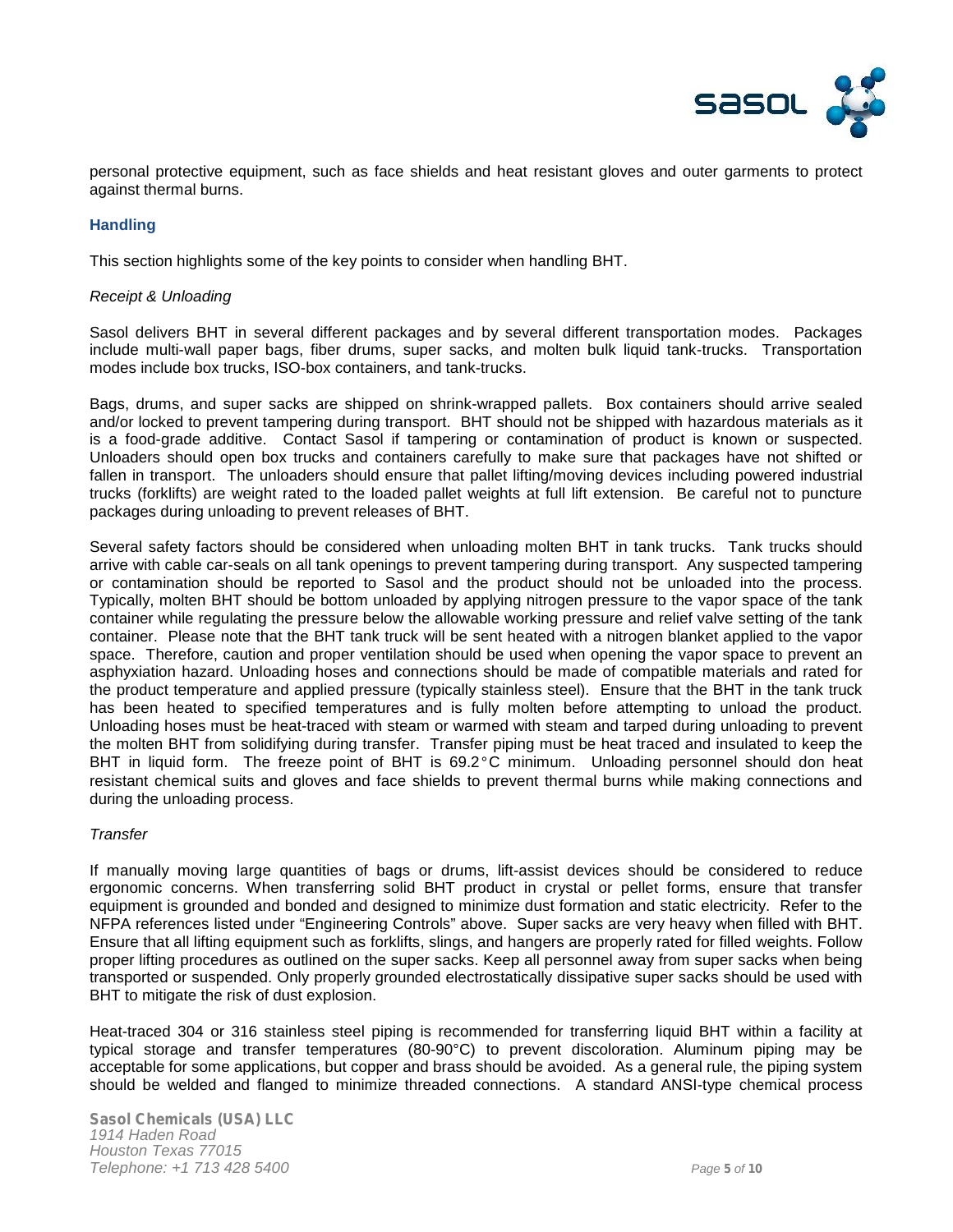personal protective equipment, such as face shields and heat resistant gloves and outer garments to protect against thermal burns.

## Handling

This section highlights some of the key points to consider when handling BHT.

*Receipt & Unloading*

Sasol delivers BHT in several different packages and by several different transportation modes. Packages include multi-wall paper bags, fiber drums, super sacks, and molten bulk liquid tank-trucks. Transportation modes include box trucks, ISO-box containers, and tank-trucks.

Bags, drums, and super sacks are shipped on shrink-wrapped pallets. Box containers should arrive sealed and/or locked to prevent tampering during transport. BHT should not be shipped with hazardous materials as it is a food-grade additive. Contact Sasol if tampering or contamination of product is known or suspected. Unloaders should open box trucks and containers carefully to make sure that packages have not shifted or fallen in transport. The unloaders should ensure that pallet lifting/moving devices including powered industrial trucks (forklifts) are weight rated to the loaded pallet weights at full lift extension. Be careful not to puncture packages during unloading to prevent releases of BHT.

Several safety factors should be considered when unloading molten BHT in tank trucks. Tank trucks should arrive with cable car-seals on all tank openings to prevent tampering during transport. Any suspected tampering or contamination should be reported to Sasol and the product should not be unloaded into the process. Typically, molten BHT should be bottom unloaded by applying nitrogen pressure to the vapor space of the tank container while regulating the pressure below the allowable working pressure and relief valve setting of the tank container. Please note that the BHT tank truck will be sent heated with a nitrogen blanket applied to the vapor space. Therefore, caution and proper ventilation should be used when opening the vapor space to prevent an asphyxiation hazard. Unloading hoses and connections should be made of compatible materials and rated for the product temperature and applied pressure (typically stainless steel). Ensure that the BHT in the tank truck has been heated to specified temperatures and is fully molten before attempting to unload the product. Unloading hoses must be heat-traced with steam or warmed with steam and tarped during unloading to prevent the molten BHT from solidifying during transfer. Transfer piping must be heat traced and insulated to keep the BHT in liquid form. The freeze point of BHT is 69.2°C minimum. Unloading personnel should don heat resistant chemical suits and gloves and face shields to prevent thermal burns while making connections and during the unloading process.

*Transfer*

If manually moving large quantities of bags or drums, lift-assist devices should be considered to reduce ergonomic concerns. When transferring solid BHT product in crystal or pellet forms, ensure that transfer equipment is grounded and bonded and designed to minimize dust formation and static electricity. Refer to the NFPA references listed under "Engineering Controls" above. Super sacks are very heavy when filled with BHT. Ensure that all lifting equipment such as forklifts, slings, and hangers are properly rated for filled weights. Follow proper lifting procedures as outlined on the super sacks. Keep all personnel away from super sacks when being transported or suspended. Only properly grounded electrostatically dissipative super sacks should be used with BHT to mitigate the risk of dust explosion.

Heat-traced 304 or 316 stainless steel piping is recommended for transferring liquid BHT within a facility at typical storage and transfer temperatures (80-90°C) to prevent discoloration. Aluminum piping may be acceptable for some applications, but copper and brass should be avoided. As a general rule, the piping system should be welded and flanged to minimize threaded connections. A standard ANSI-type chemical process

**Sasol Chemicals (USA) LLC**
*1914 Haden Road*
*Houston Texas 77015*
*Telephone: +1 713 428 5400*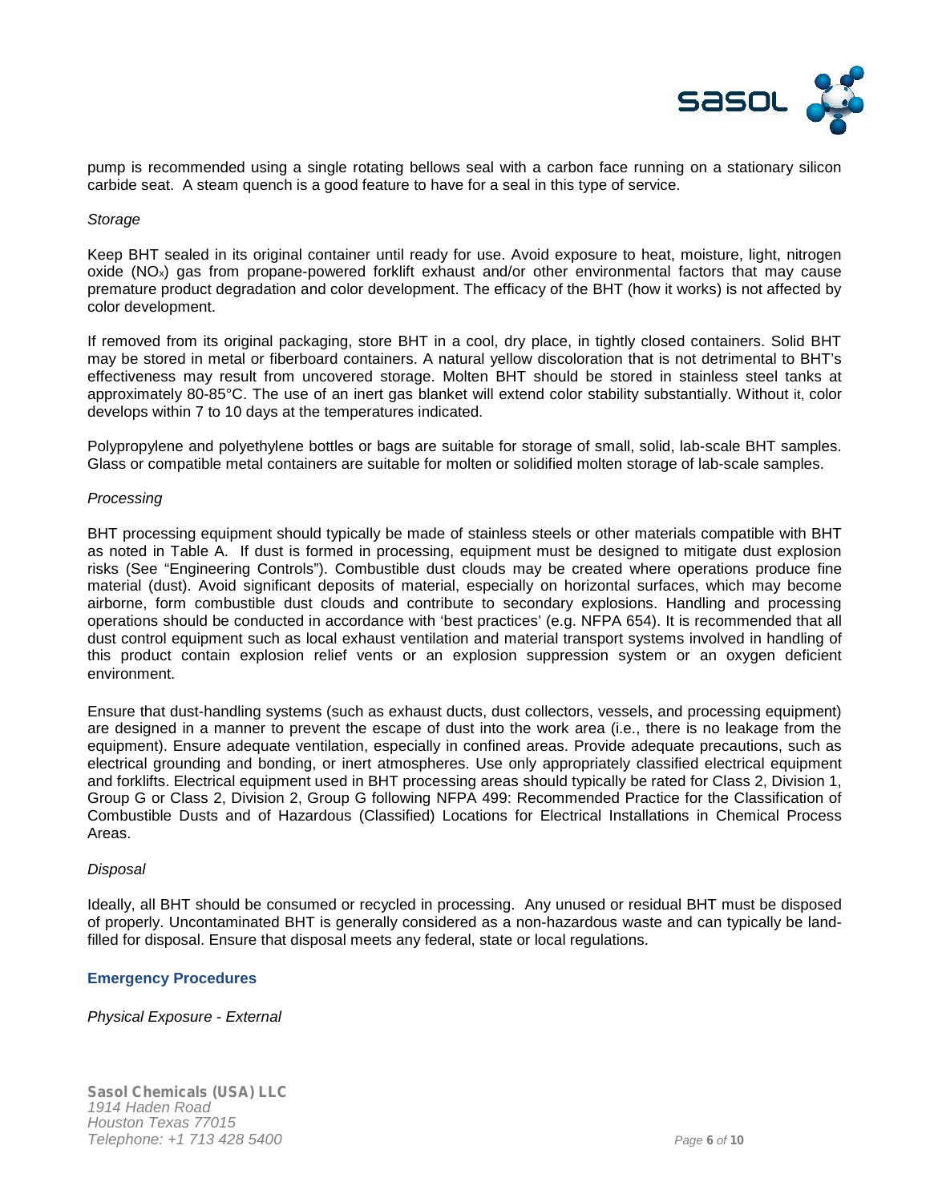pump is recommended using a single rotating bellows seal with a carbon face running on a stationary silicon carbide seat. A steam quench is a good feature to have for a seal in this type of service.

*Storage*

Keep BHT sealed in its original container until ready for use. Avoid exposure to heat, moisture, light, nitrogen oxide ($NO_x$) gas from propane-powered forklift exhaust and/or other environmental factors that may cause premature product degradation and color development. The efficacy of the BHT (how it works) is not affected by color development.

If removed from its original packaging, store BHT in a cool, dry place, in tightly closed containers. Solid BHT may be stored in metal or fiberboard containers. A natural yellow discoloration that is not detrimental to BHT's effectiveness may result from uncovered storage. Molten BHT should be stored in stainless steel tanks at approximately 80-85°C. The use of an inert gas blanket will extend color stability substantially. Without it, color develops within 7 to 10 days at the temperatures indicated.

Polypropylene and polyethylene bottles or bags are suitable for storage of small, solid, lab-scale BHT samples. Glass or compatible metal containers are suitable for molten or solidified molten storage of lab-scale samples.

*Processing*

BHT processing equipment should typically be made of stainless steels or other materials compatible with BHT as noted in Table A. If dust is formed in processing, equipment must be designed to mitigate dust explosion risks (See "Engineering Controls"). Combustible dust clouds may be created where operations produce fine material (dust). Avoid significant deposits of material, especially on horizontal surfaces, which may become airborne, form combustible dust clouds and contribute to secondary explosions. Handling and processing operations should be conducted in accordance with 'best practices' (e.g. NFPA 654). It is recommended that all dust control equipment such as local exhaust ventilation and material transport systems involved in handling of this product contain explosion relief vents or an explosion suppression system or an oxygen deficient environment.

Ensure that dust-handling systems (such as exhaust ducts, dust collectors, vessels, and processing equipment) are designed in a manner to prevent the escape of dust into the work area (i.e., there is no leakage from the equipment). Ensure adequate ventilation, especially in confined areas. Provide adequate precautions, such as electrical grounding and bonding, or inert atmospheres. Use only appropriately classified electrical equipment and forklifts. Electrical equipment used in BHT processing areas should typically be rated for Class 2, Division 1, Group G or Class 2, Division 2, Group G following NFPA 499: Recommended Practice for the Classification of Combustible Dusts and of Hazardous (Classified) Locations for Electrical Installations in Chemical Process Areas.

*Disposal*

Ideally, all BHT should be consumed or recycled in processing. Any unused or residual BHT must be disposed of properly. Uncontaminated BHT is generally considered as a non-hazardous waste and can typically be land-filled for disposal. Ensure that disposal meets any federal, state or local regulations.

## Emergency Procedures

*Physical Exposure - External*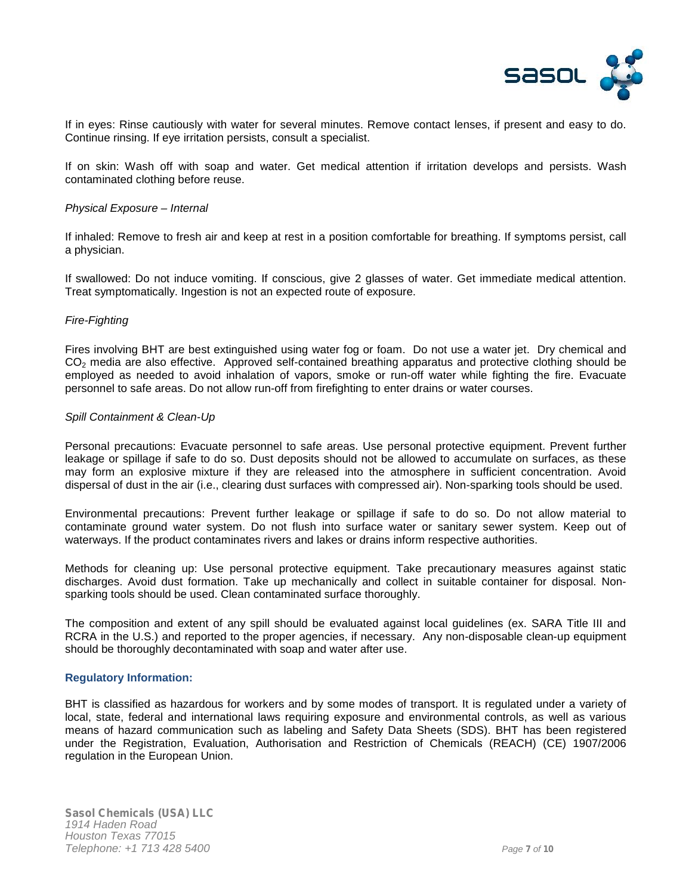If in eyes: Rinse cautiously with water for several minutes. Remove contact lenses, if present and easy to do. Continue rinsing. If eye irritation persists, consult a specialist.

If on skin: Wash off with soap and water. Get medical attention if irritation develops and persists. Wash contaminated clothing before reuse.

*Physical Exposure – Internal*

If inhaled: Remove to fresh air and keep at rest in a position comfortable for breathing. If symptoms persist, call a physician.

If swallowed: Do not induce vomiting. If conscious, give 2 glasses of water. Get immediate medical attention. Treat symptomatically. Ingestion is not an expected route of exposure.

*Fire-Fighting*

Fires involving BHT are best extinguished using water fog or foam. Do not use a water jet. Dry chemical and $CO_2$ media are also effective. Approved self-contained breathing apparatus and protective clothing should be employed as needed to avoid inhalation of vapors, smoke or run-off water while fighting the fire. Evacuate personnel to safe areas. Do not allow run-off from firefighting to enter drains or water courses.

*Spill Containment & Clean-Up*

Personal precautions: Evacuate personnel to safe areas. Use personal protective equipment. Prevent further leakage or spillage if safe to do so. Dust deposits should not be allowed to accumulate on surfaces, as these may form an explosive mixture if they are released into the atmosphere in sufficient concentration. Avoid dispersal of dust in the air (i.e., clearing dust surfaces with compressed air). Non-sparking tools should be used.

Environmental precautions: Prevent further leakage or spillage if safe to do so. Do not allow material to contaminate ground water system. Do not flush into surface water or sanitary sewer system. Keep out of waterways. If the product contaminates rivers and lakes or drains inform respective authorities.

Methods for cleaning up: Use personal protective equipment. Take precautionary measures against static discharges. Avoid dust formation. Take up mechanically and collect in suitable container for disposal. Non-sparking tools should be used. Clean contaminated surface thoroughly.

The composition and extent of any spill should be evaluated against local guidelines (ex. SARA Title III and RCRA in the U.S.) and reported to the proper agencies, if necessary. Any non-disposable clean-up equipment should be thoroughly decontaminated with soap and water after use.

## Regulatory Information:

BHT is classified as hazardous for workers and by some modes of transport. It is regulated under a variety of local, state, federal and international laws requiring exposure and environmental controls, as well as various means of hazard communication such as labeling and Safety Data Sheets (SDS). BHT has been registered under the Registration, Evaluation, Authorisation and Restriction of Chemicals (REACH) (CE) 1907/2006 regulation in the European Union.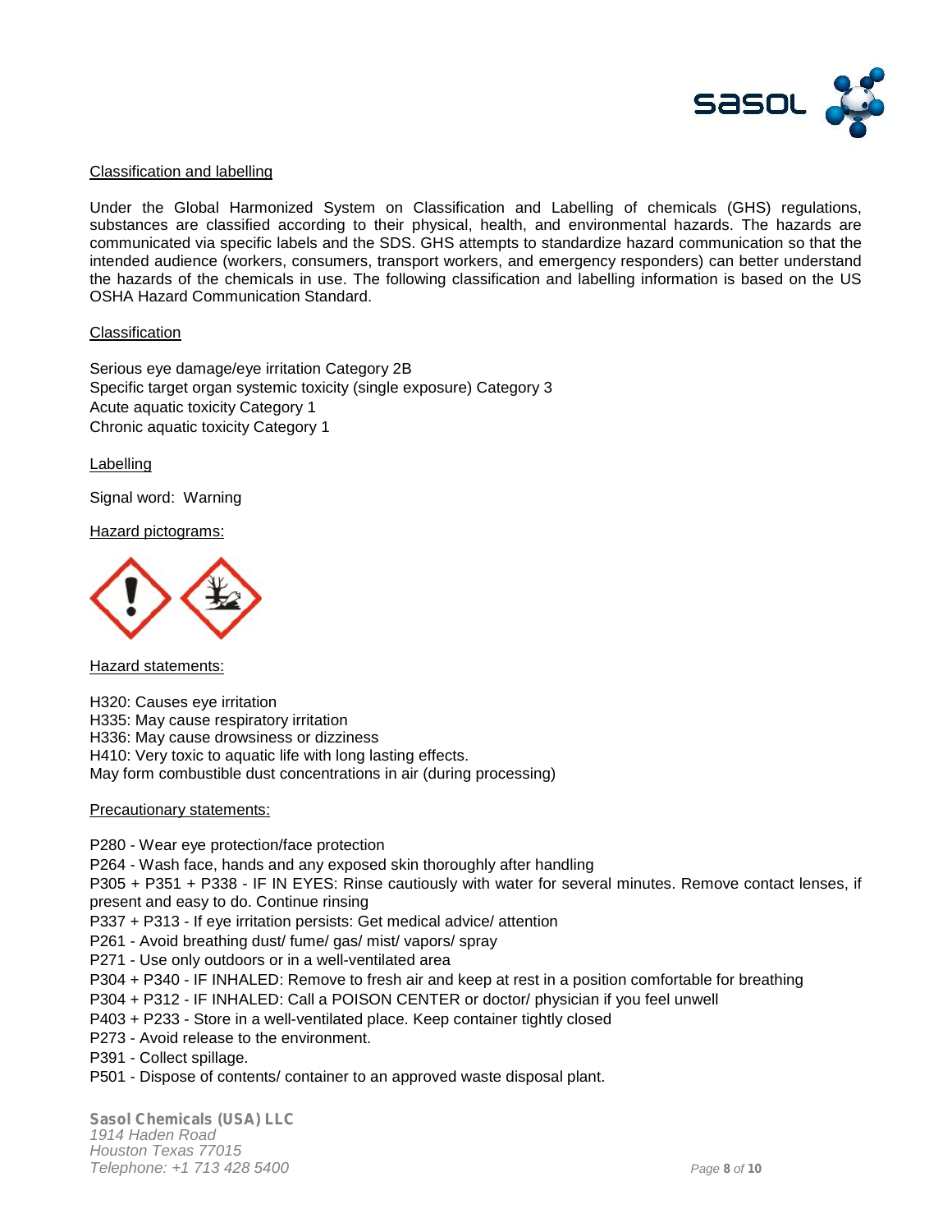## Classification and labelling

Under the Global Harmonized System on Classification and Labelling of chemicals (GHS) regulations, substances are classified according to their physical, health, and environmental hazards. The hazards are communicated via specific labels and the SDS. GHS attempts to standardize hazard communication so that the intended audience (workers, consumers, transport workers, and emergency responders) can better understand the hazards of the chemicals in use. The following classification and labelling information is based on the US OSHA Hazard Communication Standard.

### Classification

Serious eye damage/eye irritation Category 2B
Specific target organ systemic toxicity (single exposure) Category 3
Acute aquatic toxicity Category 1
Chronic aquatic toxicity Category 1

### Labelling

Signal word: Warning

Hazard pictograms:

Hazard statements:

H320: Causes eye irritation
H335: May cause respiratory irritation
H336: May cause drowsiness or dizziness
H410: Very toxic to aquatic life with long lasting effects.
May form combustible dust concentrations in air (during processing)

Precautionary statements:

P280 - Wear eye protection/face protection
P264 - Wash face, hands and any exposed skin thoroughly after handling
P305 + P351 + P338 - IF IN EYES: Rinse cautiously with water for several minutes. Remove contact lenses, if present and easy to do. Continue rinsing
P337 + P313 - If eye irritation persists: Get medical advice/ attention
P261 - Avoid breathing dust/ fume/ gas/ mist/ vapors/ spray
P271 - Use only outdoors or in a well-ventilated area
P304 + P340 - IF INHALED: Remove to fresh air and keep at rest in a position comfortable for breathing
P304 + P312 - IF INHALED: Call a POISON CENTER or doctor/ physician if you feel unwell
P403 + P233 - Store in a well-ventilated place. Keep container tightly closed
P273 - Avoid release to the environment.
P391 - Collect spillage.
P501 - Dispose of contents/ container to an approved waste disposal plant.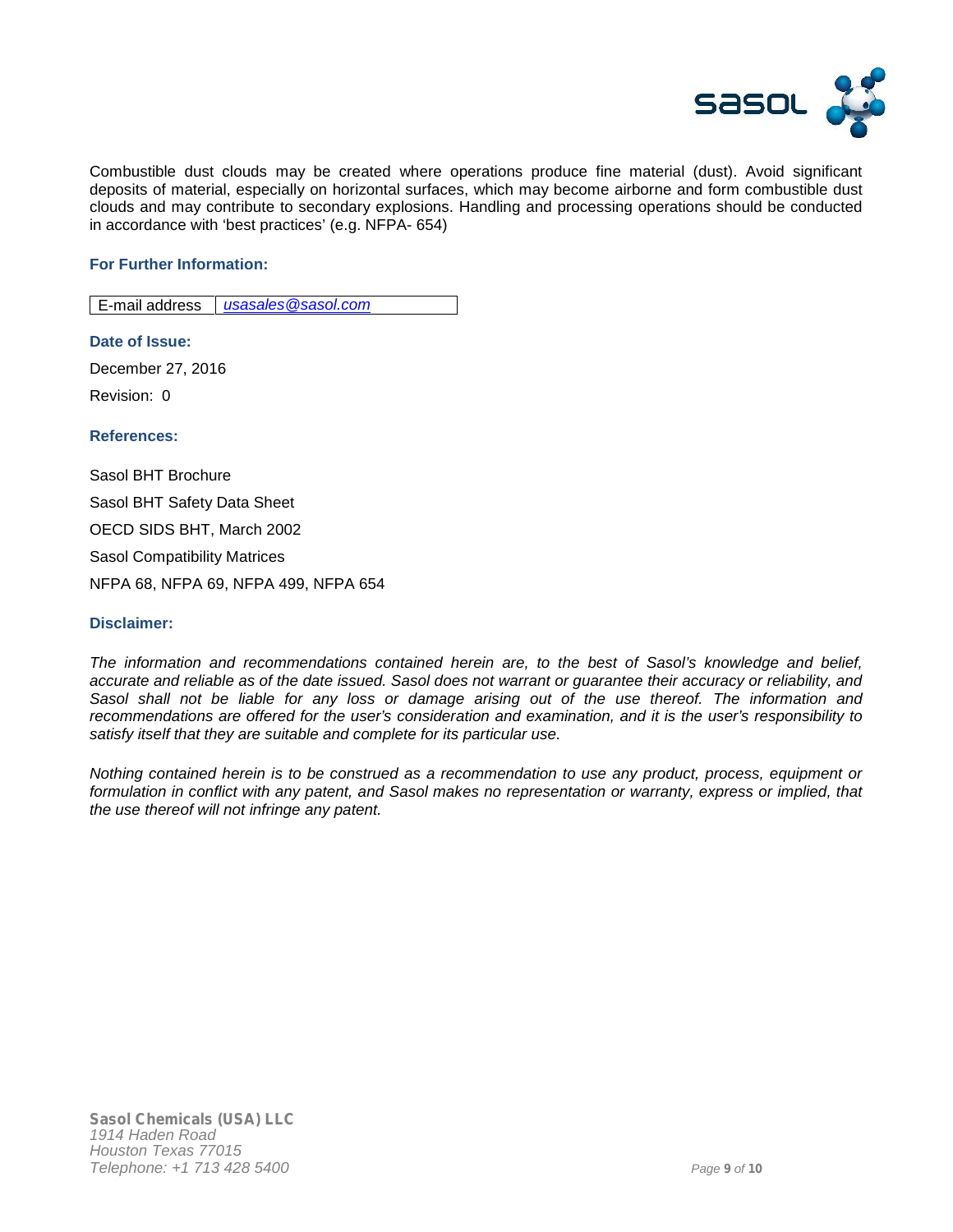Combustible dust clouds may be created where operations produce fine material (dust). Avoid significant deposits of material, especially on horizontal surfaces, which may become airborne and form combustible dust clouds and may contribute to secondary explosions. Handling and processing operations should be conducted in accordance with 'best practices' (e.g. NFPA- 654)

### For Further Information:

| E-mail address | *usasales@sasol.com* |
|---|---|

### Date of Issue:

December 27, 2016

Revision: 0

### References:

Sasol BHT Brochure

Sasol BHT Safety Data Sheet

OECD SIDS BHT, March 2002

Sasol Compatibility Matrices

NFPA 68, NFPA 69, NFPA 499, NFPA 654

### Disclaimer:

*The information and recommendations contained herein are, to the best of Sasol's knowledge and belief, accurate and reliable as of the date issued. Sasol does not warrant or guarantee their accuracy or reliability, and Sasol shall not be liable for any loss or damage arising out of the use thereof. The information and recommendations are offered for the user's consideration and examination, and it is the user's responsibility to satisfy itself that they are suitable and complete for its particular use.*

*Nothing contained herein is to be construed as a recommendation to use any product, process, equipment or formulation in conflict with any patent, and Sasol makes no representation or warranty, express or implied, that the use thereof will not infringe any patent.*

**Sasol Chemicals (USA) LLC**
*1914 Haden Road*
*Houston Texas 77015*
*Telephone: +1 713 428 5400*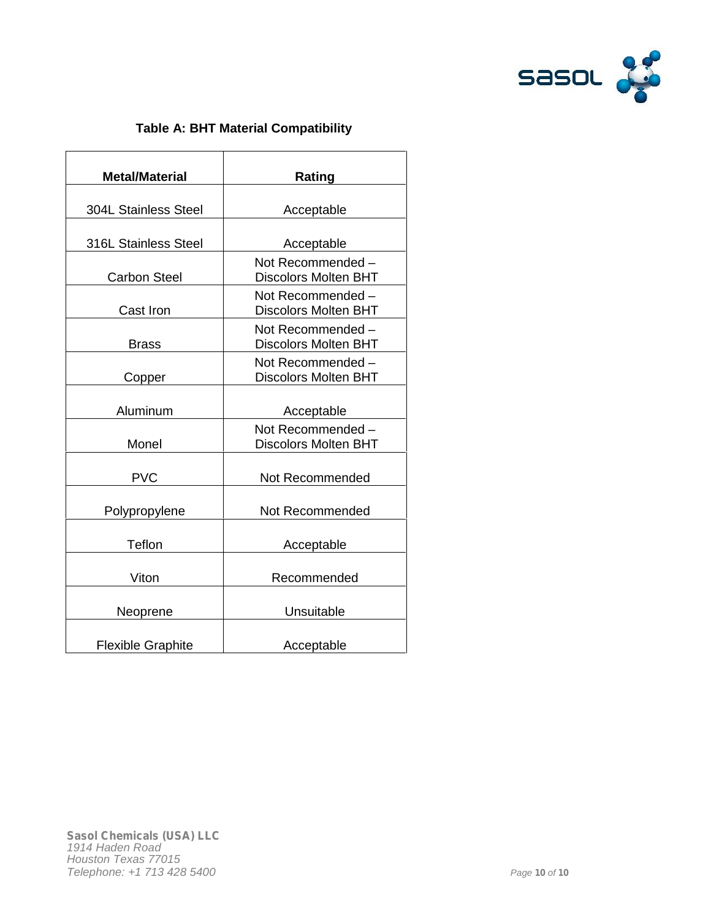**Table A: BHT Material Compatibility**

| Metal/Material | Rating |
|---|---|
| 304L Stainless Steel | Acceptable |
| 316L Stainless Steel | Acceptable |
| Carbon Steel | Not Recommended – Discolors Molten BHT |
| Cast Iron | Not Recommended – Discolors Molten BHT |
| Brass | Not Recommended – Discolors Molten BHT |
| Copper | Not Recommended – Discolors Molten BHT |
| Aluminum | Acceptable |
| Monel | Not Recommended – Discolors Molten BHT |
| PVC | Not Recommended |
| Polypropylene | Not Recommended |
| Teflon | Acceptable |
| Viton | Recommended |
| Neoprene | Unsuitable |
| Flexible Graphite | Acceptable |

**Sasol Chemicals (USA) LLC**
*1914 Haden Road*
*Houston Texas 77015*
*Telephone: +1 713 428 5400*